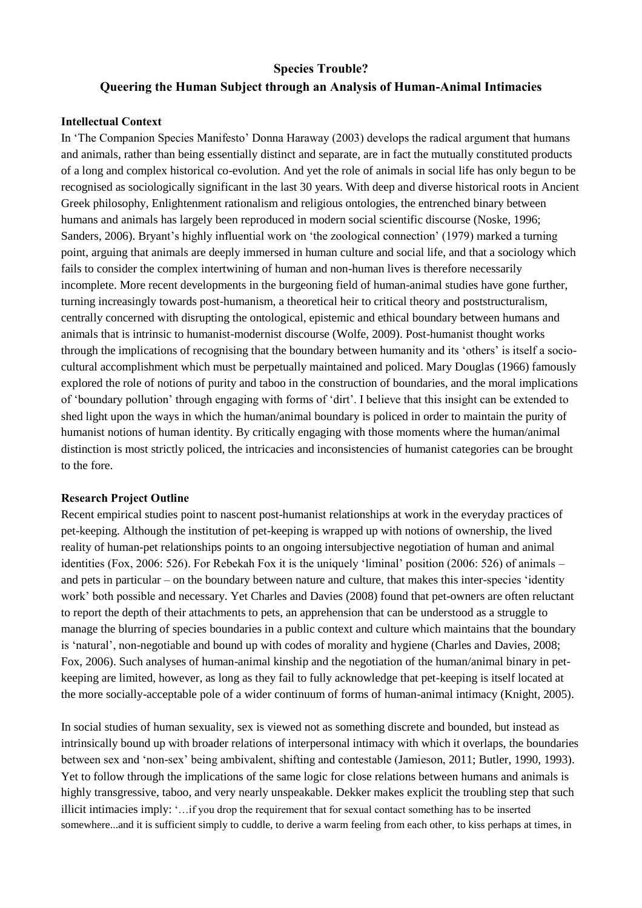# Species Trouble?

## Queering the Human Subject through an Analysis of Human-Animal Intimacies

### Intellectual Context

In 'The Companion Species Manifesto' Donna Haraway (2003) develops the radical argument that humans and animals, rather than being essentially distinct and separate, are in fact the mutually constituted products of a long and complex historical co-evolution. And yet the role of animals in social life has only begun to be recognised as sociologically significant in the last 30 years. With deep and diverse historical roots in Ancient Greek philosophy, Enlightenment rationalism and religious ontologies, the entrenched binary between humans and animals has largely been reproduced in modern social scientific discourse (Noske, 1996; Sanders, 2006). Bryant's highly influential work on 'the zoological connection' (1979) marked a turning point, arguing that animals are deeply immersed in human culture and social life, and that a sociology which fails to consider the complex intertwining of human and non-human lives is therefore necessarily incomplete. More recent developments in the burgeoning field of human-animal studies have gone further, turning increasingly towards post-humanism, a theoretical heir to critical theory and poststructuralism, centrally concerned with disrupting the ontological, epistemic and ethical boundary between humans and animals that is intrinsic to humanist-modernist discourse (Wolfe, 2009). Post-humanist thought works through the implications of recognising that the boundary between humanity and its 'others' is itself a socio-cultural accomplishment which must be perpetually maintained and policed. Mary Douglas (1966) famously explored the role of notions of purity and taboo in the construction of boundaries, and the moral implications of 'boundary pollution' through engaging with forms of 'dirt'. I believe that this insight can be extended to shed light upon the ways in which the human/animal boundary is policed in order to maintain the purity of humanist notions of human identity. By critically engaging with those moments where the human/animal distinction is most strictly policed, the intricacies and inconsistencies of humanist categories can be brought to the fore.

### Research Project Outline

Recent empirical studies point to nascent post-humanist relationships at work in the everyday practices of pet-keeping. Although the institution of pet-keeping is wrapped up with notions of ownership, the lived reality of human-pet relationships points to an ongoing intersubjective negotiation of human and animal identities (Fox, 2006: 526). For Rebekah Fox it is the uniquely 'liminal' position (2006: 526) of animals – and pets in particular – on the boundary between nature and culture, that makes this inter-species 'identity work' both possible and necessary. Yet Charles and Davies (2008) found that pet-owners are often reluctant to report the depth of their attachments to pets, an apprehension that can be understood as a struggle to manage the blurring of species boundaries in a public context and culture which maintains that the boundary is 'natural', non-negotiable and bound up with codes of morality and hygiene (Charles and Davies, 2008; Fox, 2006). Such analyses of human-animal kinship and the negotiation of the human/animal binary in pet-keeping are limited, however, as long as they fail to fully acknowledge that pet-keeping is itself located at the more socially-acceptable pole of a wider continuum of forms of human-animal intimacy (Knight, 2005).

In social studies of human sexuality, sex is viewed not as something discrete and bounded, but instead as intrinsically bound up with broader relations of interpersonal intimacy with which it overlaps, the boundaries between sex and 'non-sex' being ambivalent, shifting and contestable (Jamieson, 2011; Butler, 1990, 1993). Yet to follow through the implications of the same logic for close relations between humans and animals is highly transgressive, taboo, and very nearly unspeakable. Dekker makes explicit the troubling step that such illicit intimacies imply: '…if you drop the requirement that for sexual contact something has to be inserted somewhere...and it is sufficient simply to cuddle, to derive a warm feeling from each other, to kiss perhaps at times, in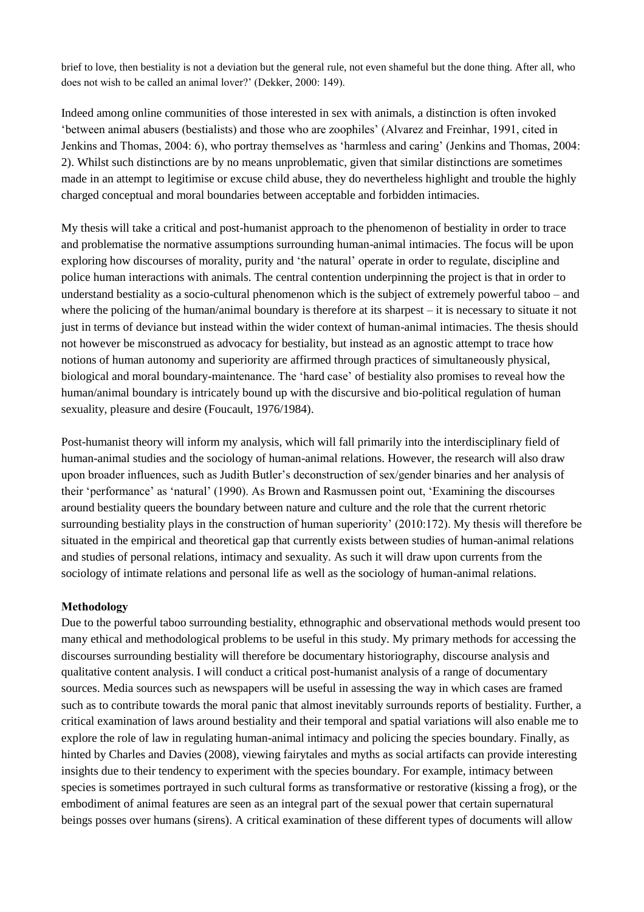brief to love, then bestiality is not a deviation but the general rule, not even shameful but the done thing. After all, who does not wish to be called an animal lover?' (Dekker, 2000: 149).

Indeed among online communities of those interested in sex with animals, a distinction is often invoked 'between animal abusers (bestialists) and those who are zoophiles' (Alvarez and Freinhar, 1991, cited in Jenkins and Thomas, 2004: 6), who portray themselves as 'harmless and caring' (Jenkins and Thomas, 2004: 2). Whilst such distinctions are by no means unproblematic, given that similar distinctions are sometimes made in an attempt to legitimise or excuse child abuse, they do nevertheless highlight and trouble the highly charged conceptual and moral boundaries between acceptable and forbidden intimacies.

My thesis will take a critical and post-humanist approach to the phenomenon of bestiality in order to trace and problematise the normative assumptions surrounding human-animal intimacies. The focus will be upon exploring how discourses of morality, purity and 'the natural' operate in order to regulate, discipline and police human interactions with animals. The central contention underpinning the project is that in order to understand bestiality as a socio-cultural phenomenon which is the subject of extremely powerful taboo – and where the policing of the human/animal boundary is therefore at its sharpest – it is necessary to situate it not just in terms of deviance but instead within the wider context of human-animal intimacies. The thesis should not however be misconstrued as advocacy for bestiality, but instead as an agnostic attempt to trace how notions of human autonomy and superiority are affirmed through practices of simultaneously physical, biological and moral boundary-maintenance. The 'hard case' of bestiality also promises to reveal how the human/animal boundary is intricately bound up with the discursive and bio-political regulation of human sexuality, pleasure and desire (Foucault, 1976/1984).

Post-humanist theory will inform my analysis, which will fall primarily into the interdisciplinary field of human-animal studies and the sociology of human-animal relations. However, the research will also draw upon broader influences, such as Judith Butler's deconstruction of sex/gender binaries and her analysis of their 'performance' as 'natural' (1990). As Brown and Rasmussen point out, 'Examining the discourses around bestiality queers the boundary between nature and culture and the role that the current rhetoric surrounding bestiality plays in the construction of human superiority' (2010:172). My thesis will therefore be situated in the empirical and theoretical gap that currently exists between studies of human-animal relations and studies of personal relations, intimacy and sexuality. As such it will draw upon currents from the sociology of intimate relations and personal life as well as the sociology of human-animal relations.

**Methodology**

Due to the powerful taboo surrounding bestiality, ethnographic and observational methods would present too many ethical and methodological problems to be useful in this study. My primary methods for accessing the discourses surrounding bestiality will therefore be documentary historiography, discourse analysis and qualitative content analysis. I will conduct a critical post-humanist analysis of a range of documentary sources. Media sources such as newspapers will be useful in assessing the way in which cases are framed such as to contribute towards the moral panic that almost inevitably surrounds reports of bestiality. Further, a critical examination of laws around bestiality and their temporal and spatial variations will also enable me to explore the role of law in regulating human-animal intimacy and policing the species boundary. Finally, as hinted by Charles and Davies (2008), viewing fairytales and myths as social artifacts can provide interesting insights due to their tendency to experiment with the species boundary. For example, intimacy between species is sometimes portrayed in such cultural forms as transformative or restorative (kissing a frog), or the embodiment of animal features are seen as an integral part of the sexual power that certain supernatural beings posses over humans (sirens). A critical examination of these different types of documents will allow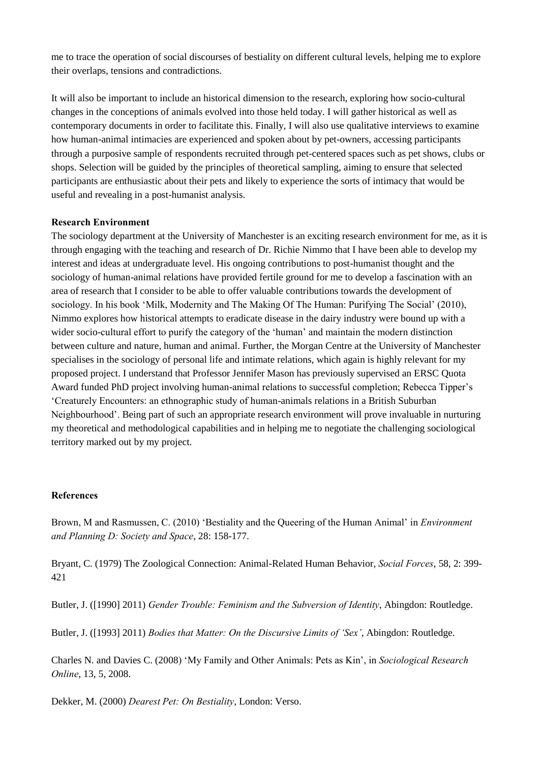me to trace the operation of social discourses of bestiality on different cultural levels, helping me to explore their overlaps, tensions and contradictions.

It will also be important to include an historical dimension to the research, exploring how socio-cultural changes in the conceptions of animals evolved into those held today. I will gather historical as well as contemporary documents in order to facilitate this. Finally, I will also use qualitative interviews to examine how human-animal intimacies are experienced and spoken about by pet-owners, accessing participants through a purposive sample of respondents recruited through pet-centered spaces such as pet shows, clubs or shops. Selection will be guided by the principles of theoretical sampling, aiming to ensure that selected participants are enthusiastic about their pets and likely to experience the sorts of intimacy that would be useful and revealing in a post-humanist analysis.

**Research Environment**

The sociology department at the University of Manchester is an exciting research environment for me, as it is through engaging with the teaching and research of Dr. Richie Nimmo that I have been able to develop my interest and ideas at undergraduate level. His ongoing contributions to post-humanist thought and the sociology of human-animal relations have provided fertile ground for me to develop a fascination with an area of research that I consider to be able to offer valuable contributions towards the development of sociology. In his book 'Milk, Modernity and The Making Of The Human: Purifying The Social' (2010), Nimmo explores how historical attempts to eradicate disease in the dairy industry were bound up with a wider socio-cultural effort to purify the category of the 'human' and maintain the modern distinction between culture and nature, human and animal. Further, the Morgan Centre at the University of Manchester specialises in the sociology of personal life and intimate relations, which again is highly relevant for my proposed project. I understand that Professor Jennifer Mason has previously supervised an ERSC Quota Award funded PhD project involving human-animal relations to successful completion; Rebecca Tipper's 'Creaturely Encounters: an ethnographic study of human-animals relations in a British Suburban Neighbourhood'. Being part of such an appropriate research environment will prove invaluable in nurturing my theoretical and methodological capabilities and in helping me to negotiate the challenging sociological territory marked out by my project.

**References**

Brown, M and Rasmussen, C. (2010) 'Bestiality and the Queering of the Human Animal' in *Environment and Planning D: Society and Space*, 28: 158-177.

Bryant, C. (1979) The Zoological Connection: Animal-Related Human Behavior, *Social Forces*, 58, 2: 399-421

Butler, J. ([1990] 2011) *Gender Trouble: Feminism and the Subversion of Identity*, Abingdon: Routledge.

Butler, J. ([1993] 2011) *Bodies that Matter: On the Discursive Limits of 'Sex'*, Abingdon: Routledge.

Charles N. and Davies C. (2008) 'My Family and Other Animals: Pets as Kin', in *Sociological Research Online*, 13, 5, 2008.

Dekker, M. (2000) *Dearest Pet: On Bestiality*, London: Verso.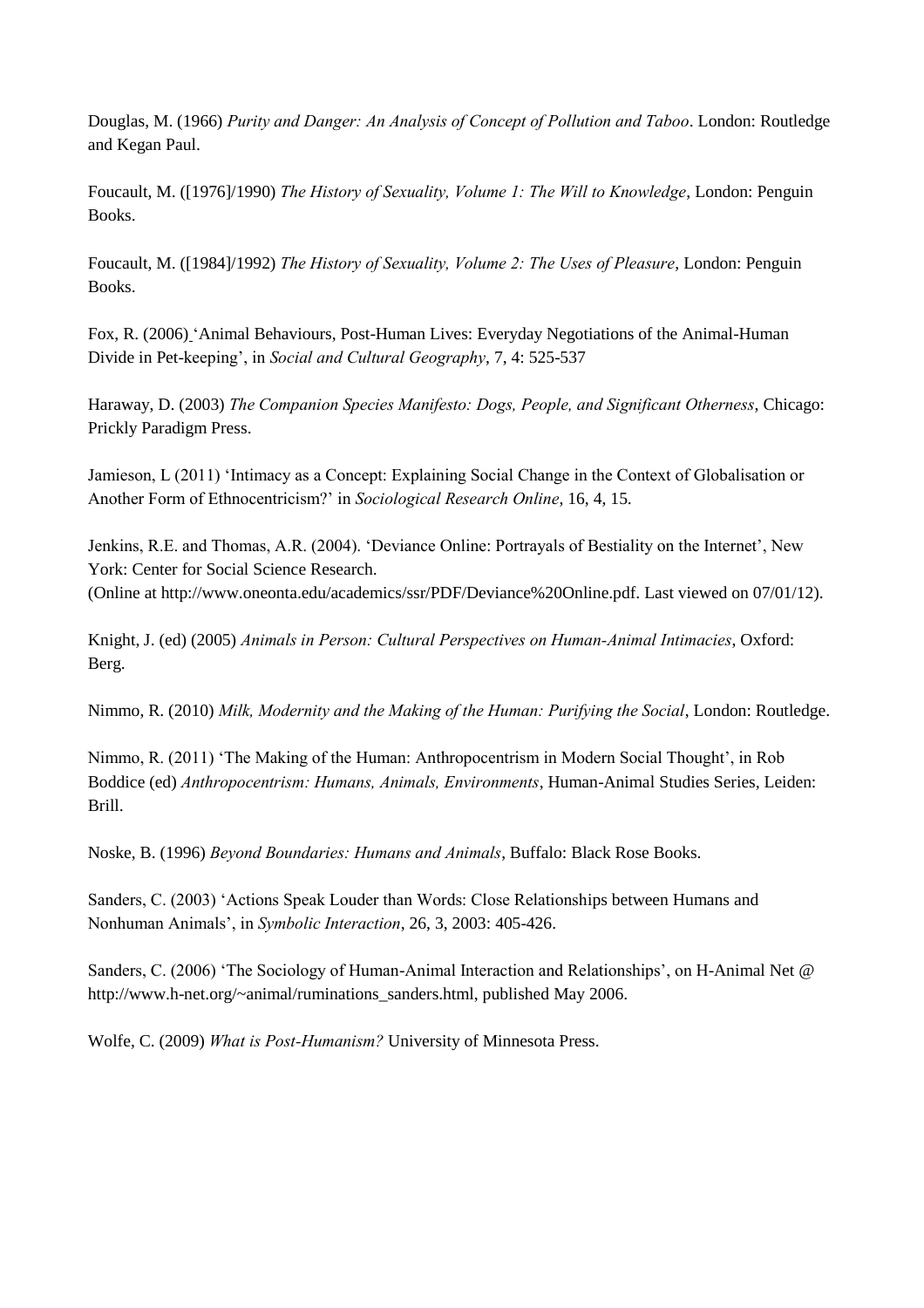Douglas, M. (1966) *Purity and Danger: An Analysis of Concept of Pollution and Taboo*. London: Routledge and Kegan Paul.

Foucault, M. ([1976]/1990) *The History of Sexuality, Volume 1: The Will to Knowledge*, London: Penguin Books.

Foucault, M. ([1984]/1992) *The History of Sexuality, Volume 2: The Uses of Pleasure*, London: Penguin Books.

Fox, R. (2006) 'Animal Behaviours, Post-Human Lives: Everyday Negotiations of the Animal-Human Divide in Pet-keeping', in *Social and Cultural Geography*, 7, 4: 525-537

Haraway, D. (2003) *The Companion Species Manifesto: Dogs, People, and Significant Otherness*, Chicago: Prickly Paradigm Press.

Jamieson, L (2011) 'Intimacy as a Concept: Explaining Social Change in the Context of Globalisation or Another Form of Ethnocentricism?' in *Sociological Research Online*, 16, 4, 15.

Jenkins, R.E. and Thomas, A.R. (2004). 'Deviance Online: Portrayals of Bestiality on the Internet', New York: Center for Social Science Research.
(Online at http://www.oneonta.edu/academics/ssr/PDF/Deviance%20Online.pdf. Last viewed on 07/01/12).

Knight, J. (ed) (2005) *Animals in Person: Cultural Perspectives on Human-Animal Intimacies*, Oxford: Berg.

Nimmo, R. (2010) *Milk, Modernity and the Making of the Human: Purifying the Social*, London: Routledge.

Nimmo, R. (2011) 'The Making of the Human: Anthropocentrism in Modern Social Thought', in Rob Boddice (ed) *Anthropocentrism: Humans, Animals, Environments*, Human-Animal Studies Series, Leiden: Brill.

Noske, B. (1996) *Beyond Boundaries: Humans and Animals*, Buffalo: Black Rose Books.

Sanders, C. (2003) 'Actions Speak Louder than Words: Close Relationships between Humans and Nonhuman Animals', in *Symbolic Interaction*, 26, 3, 2003: 405-426.

Sanders, C. (2006) 'The Sociology of Human-Animal Interaction and Relationships', on H-Animal Net @ http://www.h-net.org/~animal/ruminations_sanders.html, published May 2006.

Wolfe, C. (2009) *What is Post-Humanism?* University of Minnesota Press.